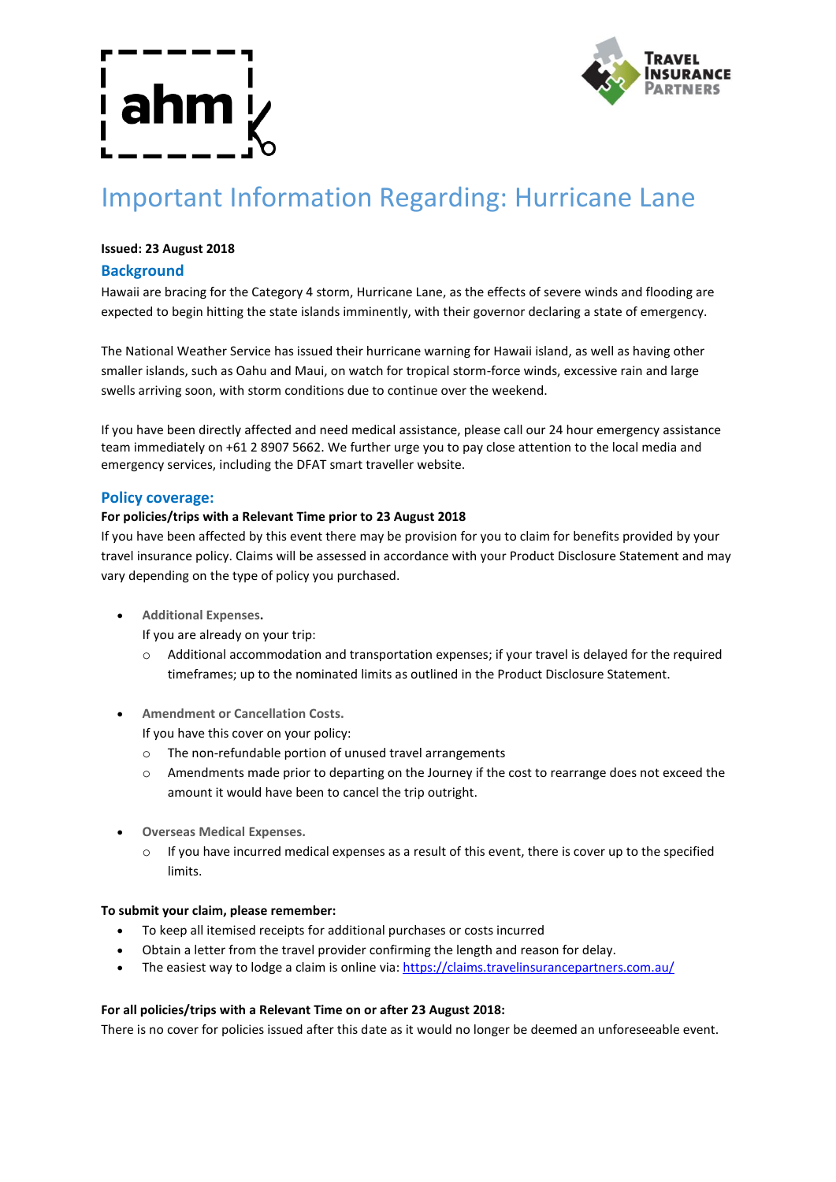# Important Information Regarding: Hurricane Lane

**Issued: 23 August 2018**

## Background

Hawaii are bracing for the Category 4 storm, Hurricane Lane, as the effects of severe winds and flooding are expected to begin hitting the state islands imminently, with their governor declaring a state of emergency.

The National Weather Service has issued their hurricane warning for Hawaii island, as well as having other smaller islands, such as Oahu and Maui, on watch for tropical storm-force winds, excessive rain and large swells arriving soon, with storm conditions due to continue over the weekend.

If you have been directly affected and need medical assistance, please call our 24 hour emergency assistance team immediately on +61 2 8907 5662. We further urge you to pay close attention to the local media and emergency services, including the DFAT smart traveller website.

## Policy coverage:

**For policies/trips with a Relevant Time prior to 23 August 2018**

If you have been affected by this event there may be provision for you to claim for benefits provided by your travel insurance policy. Claims will be assessed in accordance with your Product Disclosure Statement and may vary depending on the type of policy you purchased.

- **Additional Expenses.**
  If you are already on your trip:
  - Additional accommodation and transportation expenses; if your travel is delayed for the required timeframes; up to the nominated limits as outlined in the Product Disclosure Statement.
- **Amendment or Cancellation Costs.**
  If you have this cover on your policy:
  - The non-refundable portion of unused travel arrangements
  - Amendments made prior to departing on the Journey if the cost to rearrange does not exceed the amount it would have been to cancel the trip outright.
- **Overseas Medical Expenses.**
  - If you have incurred medical expenses as a result of this event, there is cover up to the specified limits.

**To submit your claim, please remember:**

- To keep all itemised receipts for additional purchases or costs incurred
- Obtain a letter from the travel provider confirming the length and reason for delay.
- The easiest way to lodge a claim is online via: https://claims.travelinsurancepartners.com.au/

**For all policies/trips with a Relevant Time on or after 23 August 2018:**

There is no cover for policies issued after this date as it would no longer be deemed an unforeseeable event.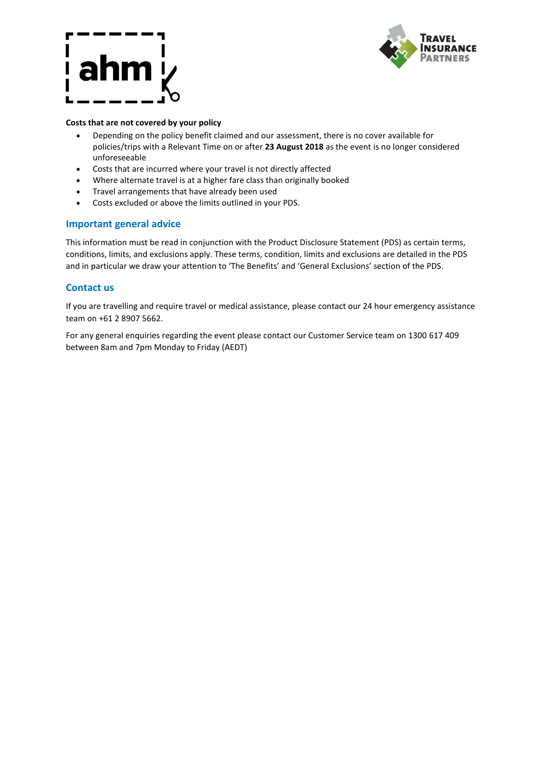**Costs that are not covered by your policy**

- Depending on the policy benefit claimed and our assessment, there is no cover available for policies/trips with a Relevant Time on or after **23 August 2018** as the event is no longer considered unforeseeable
- Costs that are incurred where your travel is not directly affected
- Where alternate travel is at a higher fare class than originally booked
- Travel arrangements that have already been used
- Costs excluded or above the limits outlined in your PDS.

## Important general advice

This information must be read in conjunction with the Product Disclosure Statement (PDS) as certain terms, conditions, limits, and exclusions apply. These terms, condition, limits and exclusions are detailed in the PDS and in particular we draw your attention to 'The Benefits' and 'General Exclusions' section of the PDS.

## Contact us

If you are travelling and require travel or medical assistance, please contact our 24 hour emergency assistance team on +61 2 8907 5662.

For any general enquiries regarding the event please contact our Customer Service team on 1300 617 409 between 8am and 7pm Monday to Friday (AEDT)